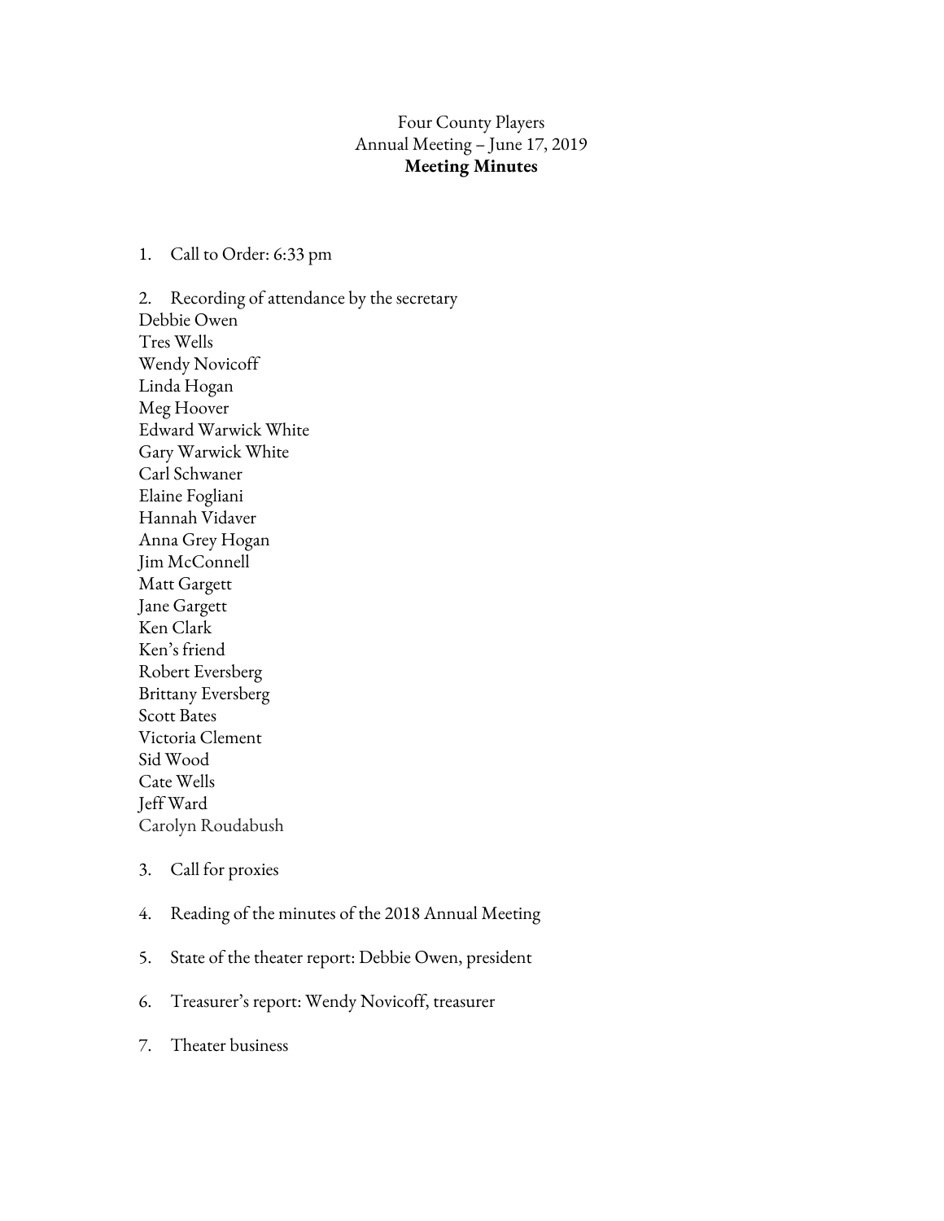Four County Players
Annual Meeting – June 17, 2019
**Meeting Minutes**

1. Call to Order: 6:33 pm

2. Recording of attendance by the secretary

Debbie Owen
Tres Wells
Wendy Novicoff
Linda Hogan
Meg Hoover
Edward Warwick White
Gary Warwick White
Carl Schwaner
Elaine Fogliani
Hannah Vidaver
Anna Grey Hogan
Jim McConnell
Matt Gargett
Jane Gargett
Ken Clark
Ken's friend
Robert Eversberg
Brittany Eversberg
Scott Bates
Victoria Clement
Sid Wood
Cate Wells
Jeff Ward
Carolyn Roudabush

3. Call for proxies

4. Reading of the minutes of the 2018 Annual Meeting

5. State of the theater report: Debbie Owen, president

6. Treasurer's report: Wendy Novicoff, treasurer

7. Theater business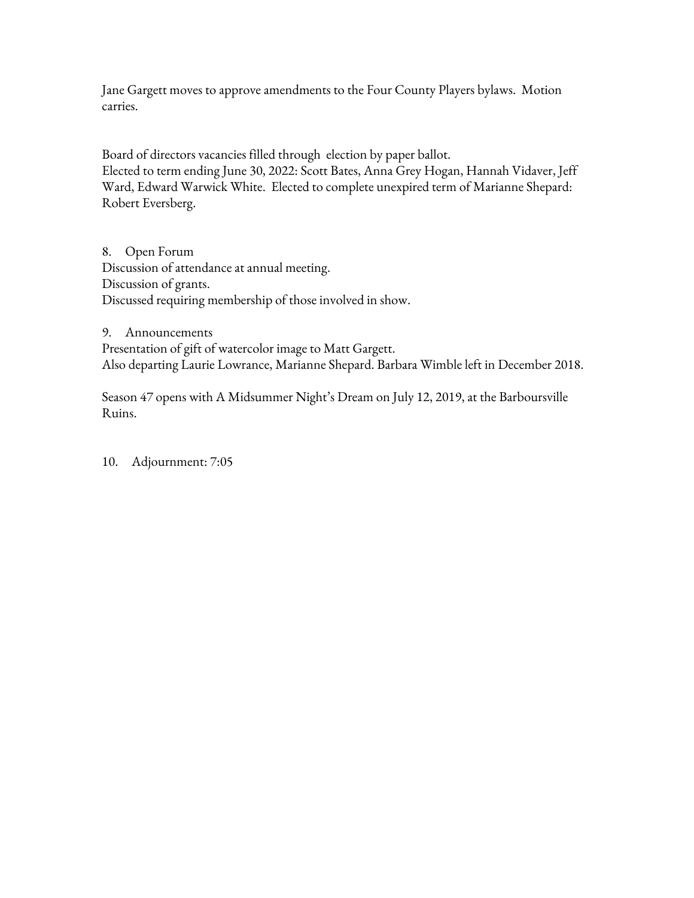Jane Gargett moves to approve amendments to the Four County Players bylaws. Motion carries.

Board of directors vacancies filled through election by paper ballot.
Elected to term ending June 30, 2022: Scott Bates, Anna Grey Hogan, Hannah Vidaver, Jeff Ward, Edward Warwick White. Elected to complete unexpired term of Marianne Shepard: Robert Eversberg.

8. Open Forum
Discussion of attendance at annual meeting.
Discussion of grants.
Discussed requiring membership of those involved in show.

9. Announcements
Presentation of gift of watercolor image to Matt Gargett.
Also departing Laurie Lowrance, Marianne Shepard. Barbara Wimble left in December 2018.

Season 47 opens with A Midsummer Night's Dream on July 12, 2019, at the Barboursville Ruins.

10. Adjournment: 7:05